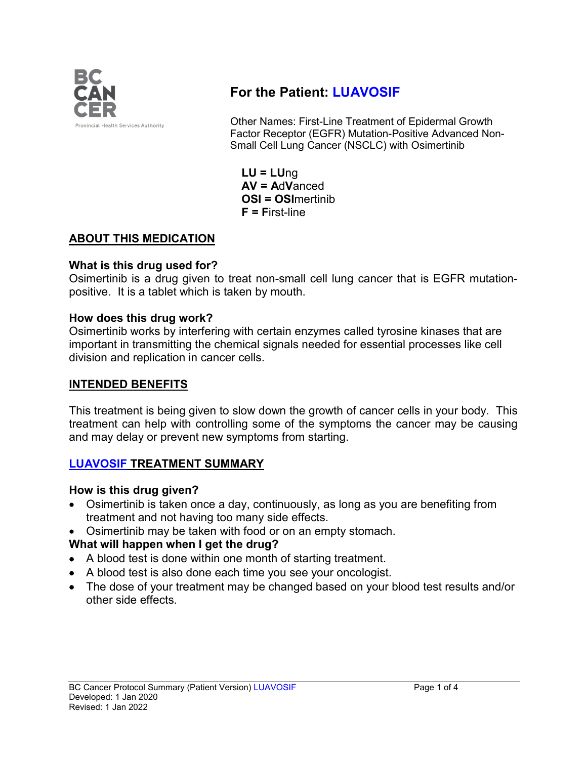# For the Patient: LUAVOSIF

Other Names: First-Line Treatment of Epidermal Growth Factor Receptor (EGFR) Mutation-Positive Advanced Non-Small Cell Lung Cancer (NSCLC) with Osimertinib

**LU = LU**ng
**AV = A**d**V**anced
**OSI = OSI**mertinib
**F = F**irst-line

## ABOUT THIS MEDICATION

### What is this drug used for?

Osimertinib is a drug given to treat non-small cell lung cancer that is EGFR mutation-positive. It is a tablet which is taken by mouth.

### How does this drug work?

Osimertinib works by interfering with certain enzymes called tyrosine kinases that are important in transmitting the chemical signals needed for essential processes like cell division and replication in cancer cells.

## INTENDED BENEFITS

This treatment is being given to slow down the growth of cancer cells in your body. This treatment can help with controlling some of the symptoms the cancer may be causing and may delay or prevent new symptoms from starting.

## LUAVOSIF TREATMENT SUMMARY

### How is this drug given?

- Osimertinib is taken once a day, continuously, as long as you are benefiting from treatment and not having too many side effects.
- Osimertinib may be taken with food or on an empty stomach.

### What will happen when I get the drug?

- A blood test is done within one month of starting treatment.
- A blood test is also done each time you see your oncologist.
- The dose of your treatment may be changed based on your blood test results and/or other side effects.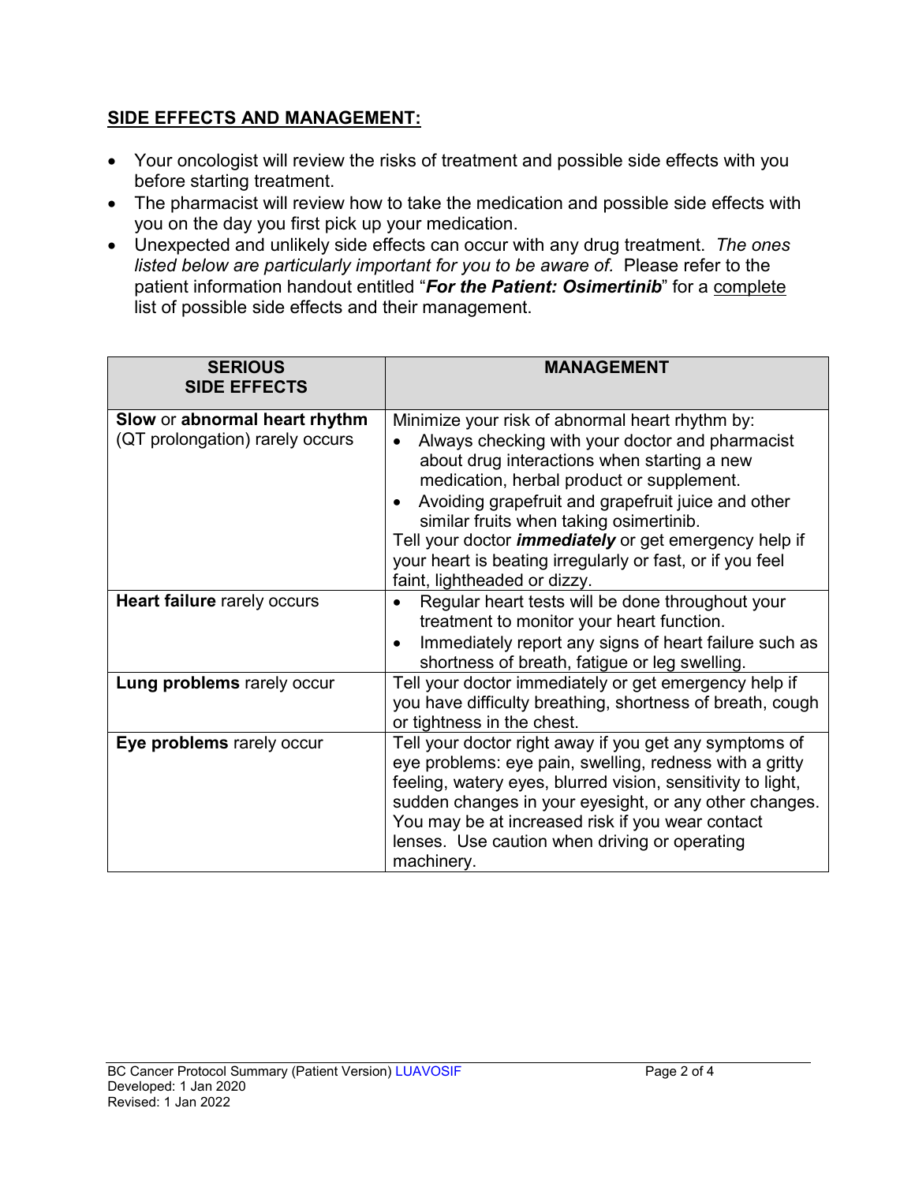## SIDE EFFECTS AND MANAGEMENT:

- Your oncologist will review the risks of treatment and possible side effects with you before starting treatment.
- The pharmacist will review how to take the medication and possible side effects with you on the day you first pick up your medication.
- Unexpected and unlikely side effects can occur with any drug treatment. *The ones listed below are particularly important for you to be aware of.* Please refer to the patient information handout entitled "***For the Patient: Osimertinib***" for a complete list of possible side effects and their management.

| SERIOUS SIDE EFFECTS | MANAGEMENT |
|---|---|
| **Slow** or **abnormal heart rhythm** (QT prolongation) rarely occurs | Minimize your risk of abnormal heart rhythm by:<br>• Always checking with your doctor and pharmacist about drug interactions when starting a new medication, herbal product or supplement.<br>• Avoiding grapefruit and grapefruit juice and other similar fruits when taking osimertinib.<br>Tell your doctor ***immediately*** or get emergency help if your heart is beating irregularly or fast, or if you feel faint, lightheaded or dizzy. |
| **Heart failure** rarely occurs | • Regular heart tests will be done throughout your treatment to monitor your heart function.<br>• Immediately report any signs of heart failure such as shortness of breath, fatigue or leg swelling. |
| **Lung problems** rarely occur | Tell your doctor immediately or get emergency help if you have difficulty breathing, shortness of breath, cough or tightness in the chest. |
| **Eye problems** rarely occur | Tell your doctor right away if you get any symptoms of eye problems: eye pain, swelling, redness with a gritty feeling, watery eyes, blurred vision, sensitivity to light, sudden changes in your eyesight, or any other changes. You may be at increased risk if you wear contact lenses. Use caution when driving or operating machinery. |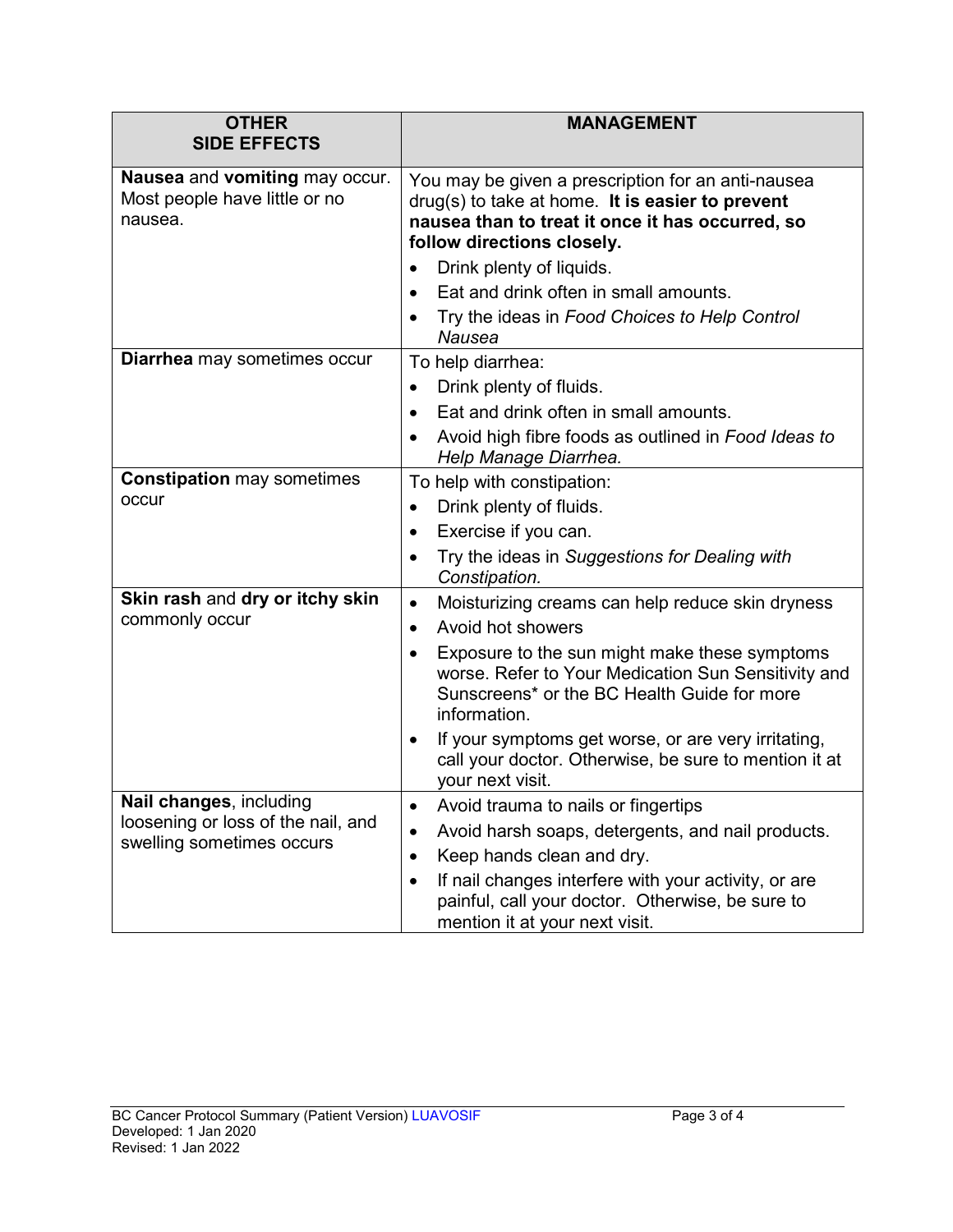| **OTHER SIDE EFFECTS** | **MANAGEMENT** |
| --- | --- |
| **Nausea** and **vomiting** may occur. Most people have little or no nausea. | You may be given a prescription for an anti-nausea drug(s) to take at home. **It is easier to prevent nausea than to treat it once it has occurred, so follow directions closely.**<br>• Drink plenty of liquids.<br>• Eat and drink often in small amounts.<br>• Try the ideas in *Food Choices to Help Control Nausea* |
| **Diarrhea** may sometimes occur | To help diarrhea:<br>• Drink plenty of fluids.<br>• Eat and drink often in small amounts.<br>• Avoid high fibre foods as outlined in *Food Ideas to Help Manage Diarrhea.* |
| **Constipation** may sometimes occur | To help with constipation:<br>• Drink plenty of fluids.<br>• Exercise if you can.<br>• Try the ideas in *Suggestions for Dealing with Constipation.* |
| **Skin rash** and **dry or itchy skin** commonly occur | • Moisturizing creams can help reduce skin dryness<br>• Avoid hot showers<br>• Exposure to the sun might make these symptoms worse. Refer to Your Medication Sun Sensitivity and Sunscreens* or the BC Health Guide for more information.<br>• If your symptoms get worse, or are very irritating, call your doctor. Otherwise, be sure to mention it at your next visit. |
| **Nail changes**, including loosening or loss of the nail, and swelling sometimes occurs | • Avoid trauma to nails or fingertips<br>• Avoid harsh soaps, detergents, and nail products.<br>• Keep hands clean and dry.<br>• If nail changes interfere with your activity, or are painful, call your doctor. Otherwise, be sure to mention it at your next visit. |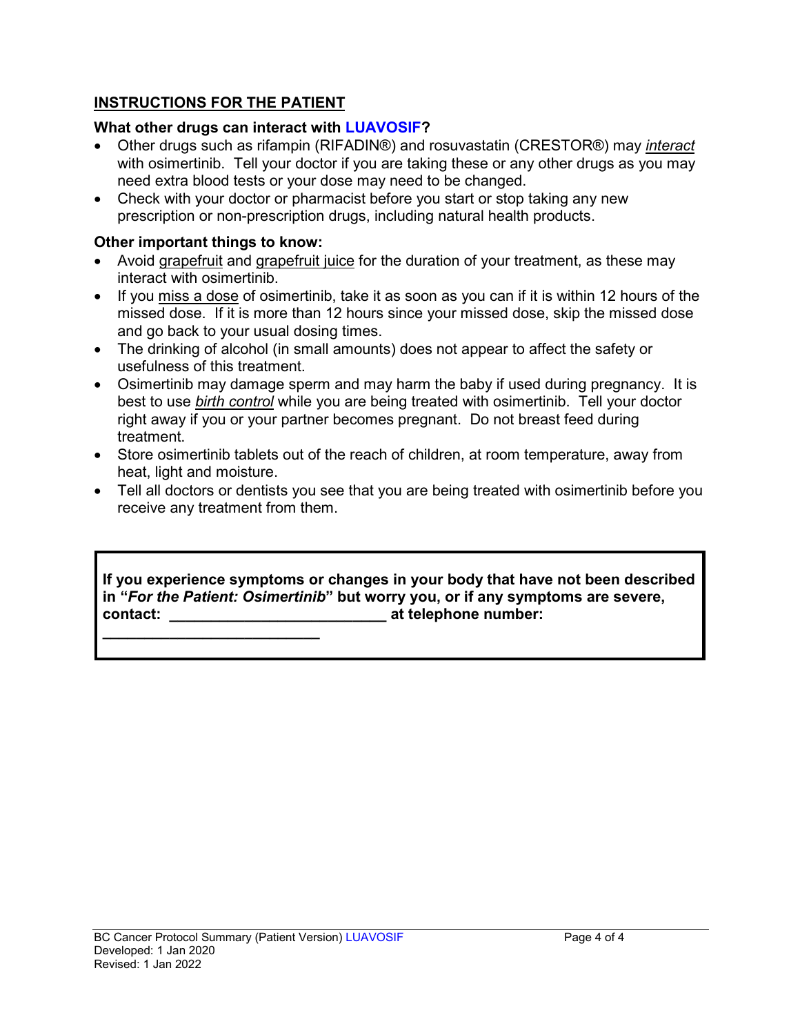## INSTRUCTIONS FOR THE PATIENT

### What other drugs can interact with LUAVOSIF?

- Other drugs such as rifampin (RIFADIN®) and rosuvastatin (CRESTOR®) may *interact* with osimertinib. Tell your doctor if you are taking these or any other drugs as you may need extra blood tests or your dose may need to be changed.
- Check with your doctor or pharmacist before you start or stop taking any new prescription or non-prescription drugs, including natural health products.

### Other important things to know:

- Avoid grapefruit and grapefruit juice for the duration of your treatment, as these may interact with osimertinib.
- If you miss a dose of osimertinib, take it as soon as you can if it is within 12 hours of the missed dose. If it is more than 12 hours since your missed dose, skip the missed dose and go back to your usual dosing times.
- The drinking of alcohol (in small amounts) does not appear to affect the safety or usefulness of this treatment.
- Osimertinib may damage sperm and may harm the baby if used during pregnancy. It is best to use *birth control* while you are being treated with osimertinib. Tell your doctor right away if you or your partner becomes pregnant. Do not breast feed during treatment.
- Store osimertinib tablets out of the reach of children, at room temperature, away from heat, light and moisture.
- Tell all doctors or dentists you see that you are being treated with osimertinib before you receive any treatment from them.

**If you experience symptoms or changes in your body that have not been described in "*For the Patient: Osimertinib*" but worry you, or if any symptoms are severe, contact: __________________________ at telephone number: __________________________**

BC Cancer Protocol Summary (Patient Version) LUAVOSIF
Developed: 1 Jan 2020
Revised: 1 Jan 2022